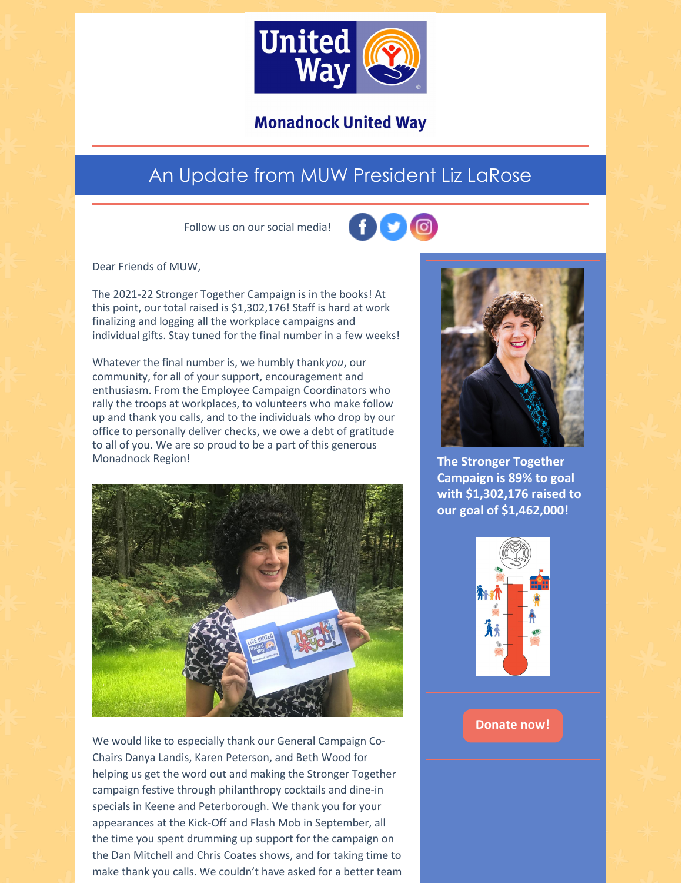Monadnock United Way

## An Update from MUW President Liz LaRose

Follow us on our social media!

Dear Friends of MUW,

The 2021-22 Stronger Together Campaign is in the books! At this point, our total raised is $1,302,176! Staff is hard at work finalizing and logging all the workplace campaigns and individual gifts. Stay tuned for the final number in a few weeks!

Whatever the final number is, we humbly thank *you*, our community, for all of your support, encouragement and enthusiasm. From the Employee Campaign Coordinators who rally the troops at workplaces, to volunteers who make follow up and thank you calls, and to the individuals who drop by our office to personally deliver checks, we owe a debt of gratitude to all of you. We are so proud to be a part of this generous Monadnock Region!

We would like to especially thank our General Campaign Co-Chairs Danya Landis, Karen Peterson, and Beth Wood for helping us get the word out and making the Stronger Together campaign festive through philanthropy cocktails and dine-in specials in Keene and Peterborough. We thank you for your appearances at the Kick-Off and Flash Mob in September, all the time you spent drumming up support for the campaign on the Dan Mitchell and Chris Coates shows, and for taking time to make thank you calls. We couldn't have asked for a better team

**The Stronger Together Campaign is 89% to goal with $1,302,176 raised to our goal of $1,462,000!**

**Donate now!**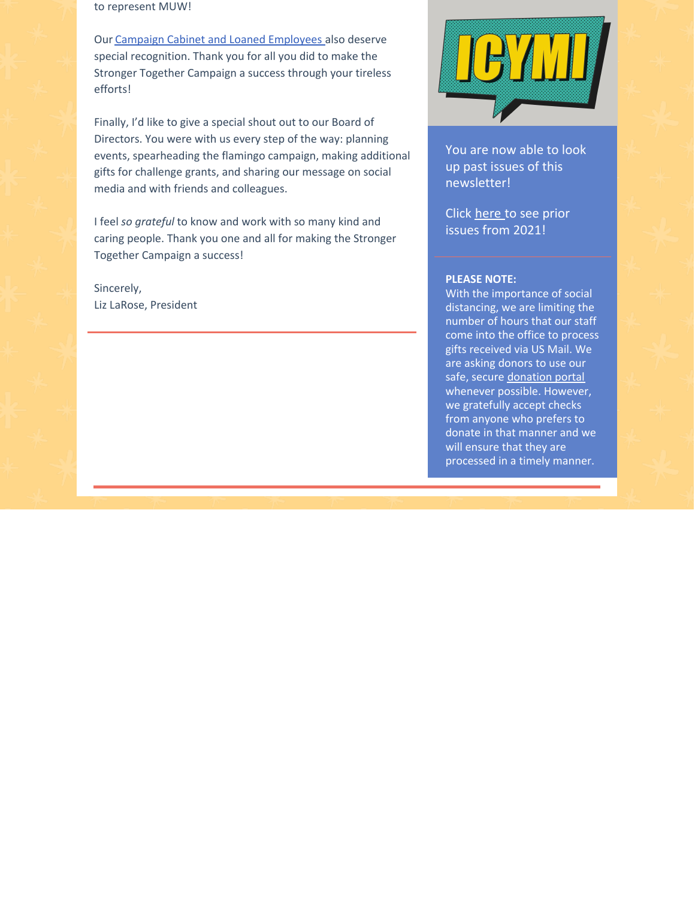to represent MUW!

Our Campaign Cabinet and Loaned Employees also deserve special recognition. Thank you for all you did to make the Stronger Together Campaign a success through your tireless efforts!

Finally, I'd like to give a special shout out to our Board of Directors. You were with us every step of the way: planning events, spearheading the flamingo campaign, making additional gifts for challenge grants, and sharing our message on social media and with friends and colleagues.

I feel *so grateful* to know and work with so many kind and caring people. Thank you one and all for making the Stronger Together Campaign a success!

Sincerely,
Liz LaRose, President

---

ICYMI

You are now able to look up past issues of this newsletter!

Click here to see prior issues from 2021!

**PLEASE NOTE:**
With the importance of social distancing, we are limiting the number of hours that our staff come into the office to process gifts received via US Mail. We are asking donors to use our safe, secure donation portal whenever possible. However, we gratefully accept checks from anyone who prefers to donate in that manner and we will ensure that they are processed in a timely manner.